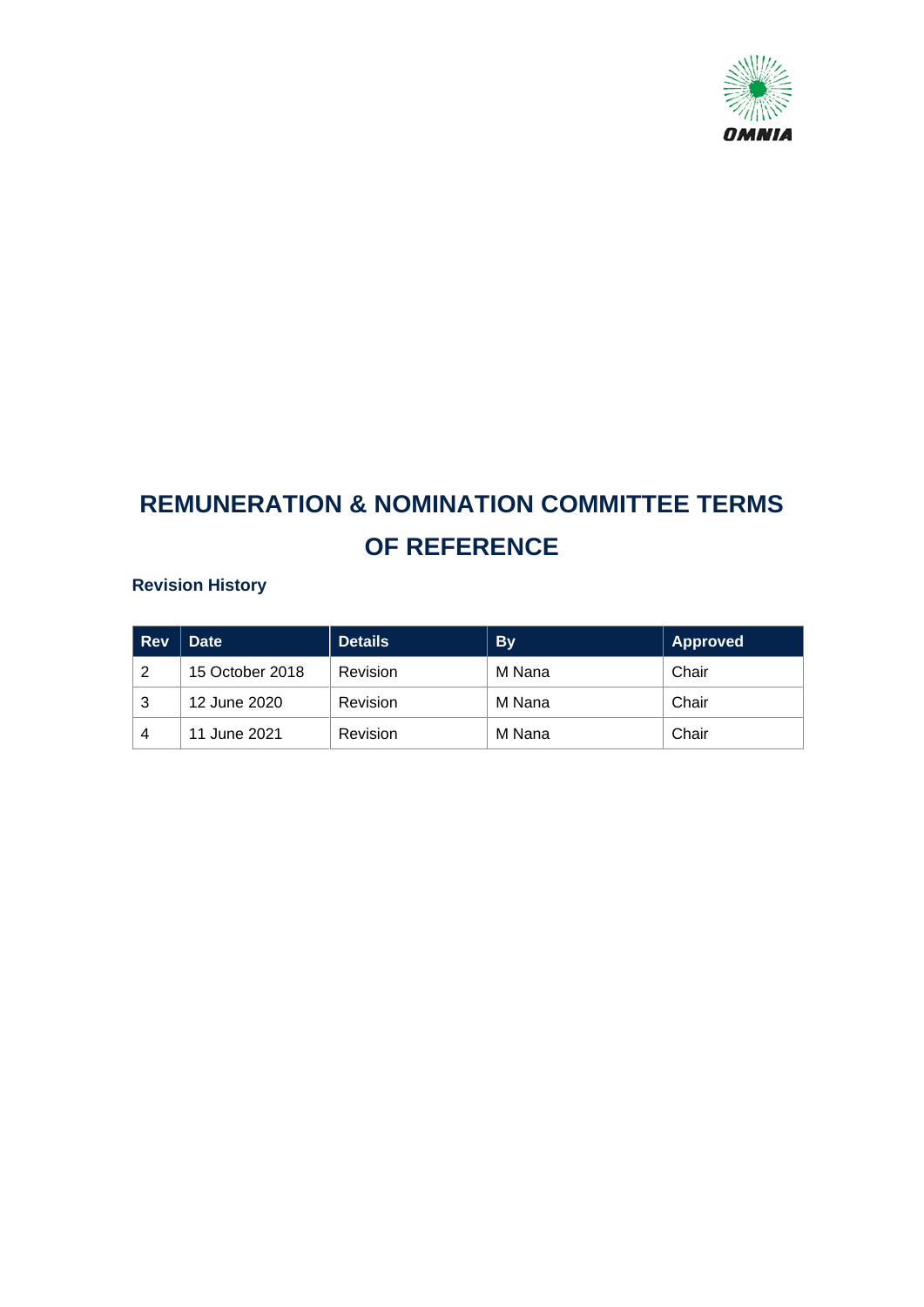OMNIA

# REMUNERATION & NOMINATION COMMITTEE TERMS OF REFERENCE

### Revision History

| Rev | Date | Details | By | Approved |
|---|---|---|---|---|
| 2 | 15 October 2018 | Revision | M Nana | Chair |
| 3 | 12 June 2020 | Revision | M Nana | Chair |
| 4 | 11 June 2021 | Revision | M Nana | Chair |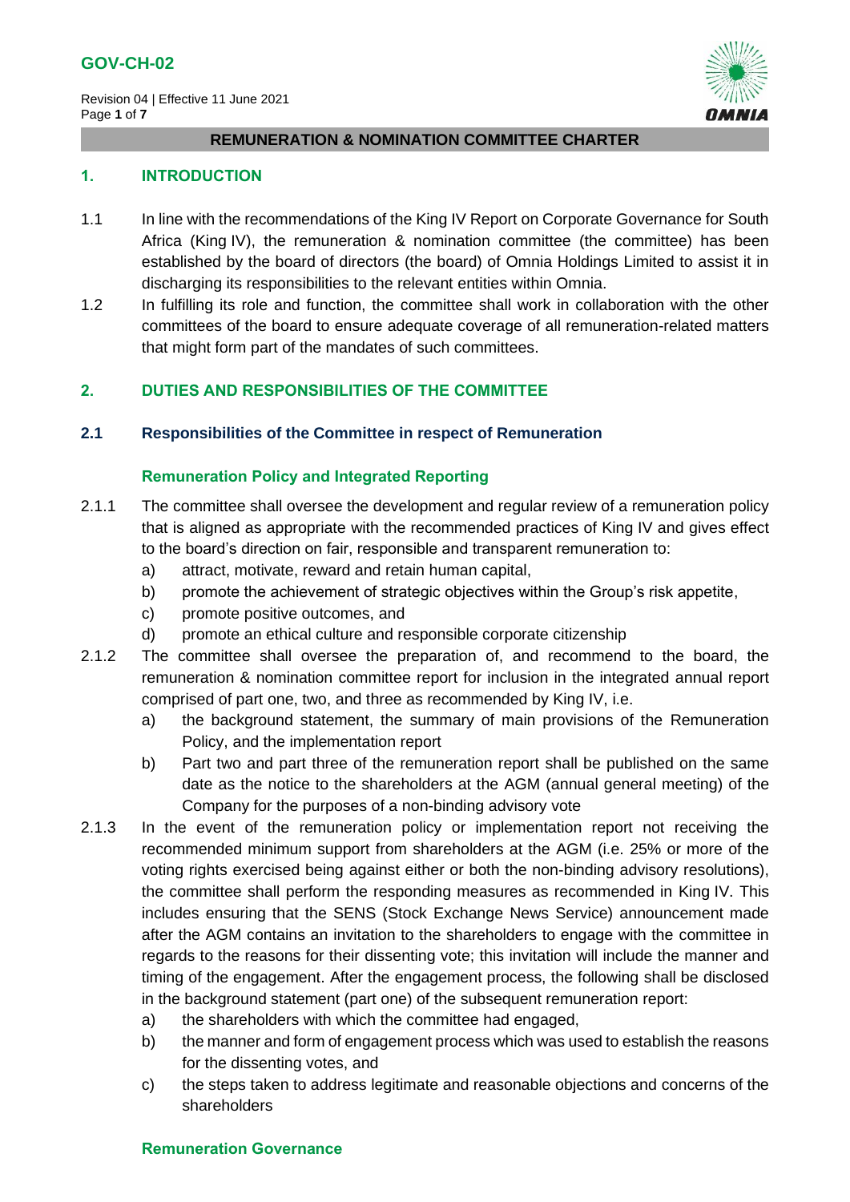**REMUNERATION & NOMINATION COMMITTEE CHARTER**

## 1. INTRODUCTION

1.1 In line with the recommendations of the King IV Report on Corporate Governance for South Africa (King IV), the remuneration & nomination committee (the committee) has been established by the board of directors (the board) of Omnia Holdings Limited to assist it in discharging its responsibilities to the relevant entities within Omnia.

1.2 In fulfilling its role and function, the committee shall work in collaboration with the other committees of the board to ensure adequate coverage of all remuneration-related matters that might form part of the mandates of such committees.

## 2. DUTIES AND RESPONSIBILITIES OF THE COMMITTEE

### 2.1 Responsibilities of the Committee in respect of Remuneration

#### Remuneration Policy and Integrated Reporting

2.1.1 The committee shall oversee the development and regular review of a remuneration policy that is aligned as appropriate with the recommended practices of King IV and gives effect to the board's direction on fair, responsible and transparent remuneration to:

- a) attract, motivate, reward and retain human capital,
- b) promote the achievement of strategic objectives within the Group's risk appetite,
- c) promote positive outcomes, and
- d) promote an ethical culture and responsible corporate citizenship

2.1.2 The committee shall oversee the preparation of, and recommend to the board, the remuneration & nomination committee report for inclusion in the integrated annual report comprised of part one, two, and three as recommended by King IV, i.e.

- a) the background statement, the summary of main provisions of the Remuneration Policy, and the implementation report
- b) Part two and part three of the remuneration report shall be published on the same date as the notice to the shareholders at the AGM (annual general meeting) of the Company for the purposes of a non-binding advisory vote

2.1.3 In the event of the remuneration policy or implementation report not receiving the recommended minimum support from shareholders at the AGM (i.e. 25% or more of the voting rights exercised being against either or both the non-binding advisory resolutions), the committee shall perform the responding measures as recommended in King IV. This includes ensuring that the SENS (Stock Exchange News Service) announcement made after the AGM contains an invitation to the shareholders to engage with the committee in regards to the reasons for their dissenting vote; this invitation will include the manner and timing of the engagement. After the engagement process, the following shall be disclosed in the background statement (part one) of the subsequent remuneration report:

- a) the shareholders with which the committee had engaged,
- b) the manner and form of engagement process which was used to establish the reasons for the dissenting votes, and
- c) the steps taken to address legitimate and reasonable objections and concerns of the shareholders

#### Remuneration Governance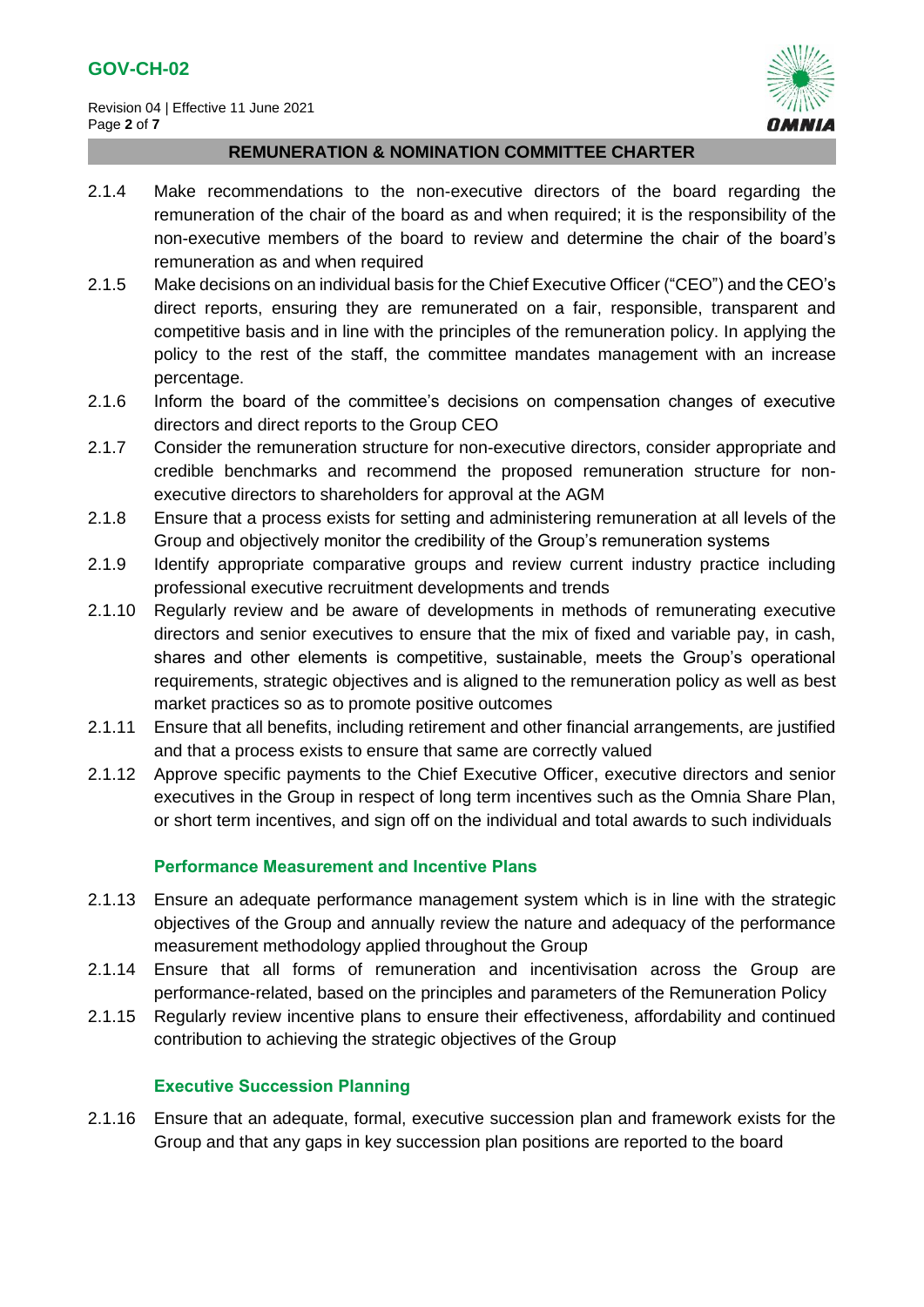2.1.4 Make recommendations to the non-executive directors of the board regarding the remuneration of the chair of the board as and when required; it is the responsibility of the non-executive members of the board to review and determine the chair of the board's remuneration as and when required

2.1.5 Make decisions on an individual basis for the Chief Executive Officer ("CEO") and the CEO's direct reports, ensuring they are remunerated on a fair, responsible, transparent and competitive basis and in line with the principles of the remuneration policy. In applying the policy to the rest of the staff, the committee mandates management with an increase percentage.

2.1.6 Inform the board of the committee's decisions on compensation changes of executive directors and direct reports to the Group CEO

2.1.7 Consider the remuneration structure for non-executive directors, consider appropriate and credible benchmarks and recommend the proposed remuneration structure for non-executive directors to shareholders for approval at the AGM

2.1.8 Ensure that a process exists for setting and administering remuneration at all levels of the Group and objectively monitor the credibility of the Group's remuneration systems

2.1.9 Identify appropriate comparative groups and review current industry practice including professional executive recruitment developments and trends

2.1.10 Regularly review and be aware of developments in methods of remunerating executive directors and senior executives to ensure that the mix of fixed and variable pay, in cash, shares and other elements is competitive, sustainable, meets the Group's operational requirements, strategic objectives and is aligned to the remuneration policy as well as best market practices so as to promote positive outcomes

2.1.11 Ensure that all benefits, including retirement and other financial arrangements, are justified and that a process exists to ensure that same are correctly valued

2.1.12 Approve specific payments to the Chief Executive Officer, executive directors and senior executives in the Group in respect of long term incentives such as the Omnia Share Plan, or short term incentives, and sign off on the individual and total awards to such individuals

### Performance Measurement and Incentive Plans

2.1.13 Ensure an adequate performance management system which is in line with the strategic objectives of the Group and annually review the nature and adequacy of the performance measurement methodology applied throughout the Group

2.1.14 Ensure that all forms of remuneration and incentivisation across the Group are performance-related, based on the principles and parameters of the Remuneration Policy

2.1.15 Regularly review incentive plans to ensure their effectiveness, affordability and continued contribution to achieving the strategic objectives of the Group

### Executive Succession Planning

2.1.16 Ensure that an adequate, formal, executive succession plan and framework exists for the Group and that any gaps in key succession plan positions are reported to the board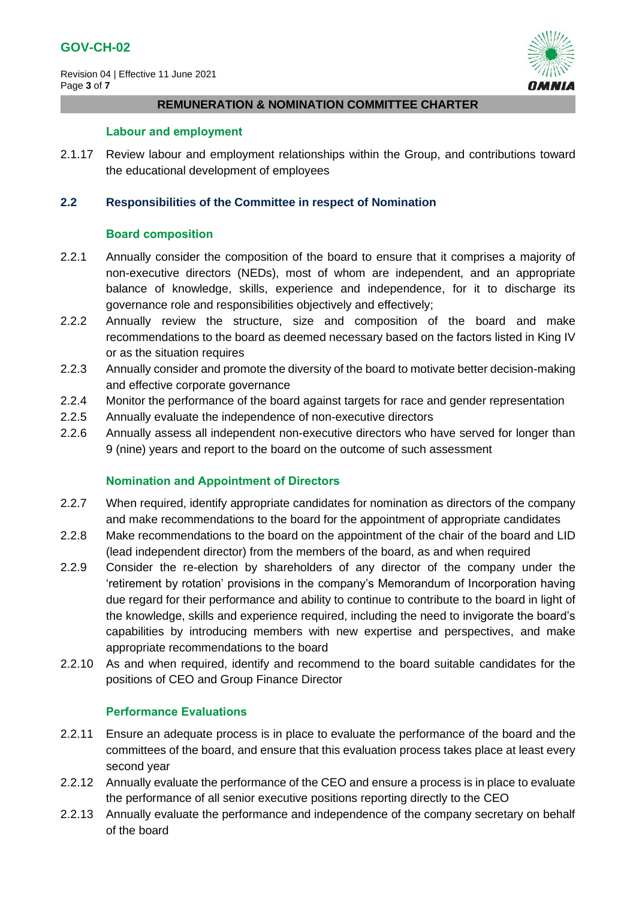#### Labour and employment

2.1.17 Review labour and employment relationships within the Group, and contributions toward the educational development of employees

### 2.2 Responsibilities of the Committee in respect of Nomination

#### Board composition

2.2.1 Annually consider the composition of the board to ensure that it comprises a majority of non-executive directors (NEDs), most of whom are independent, and an appropriate balance of knowledge, skills, experience and independence, for it to discharge its governance role and responsibilities objectively and effectively;

2.2.2 Annually review the structure, size and composition of the board and make recommendations to the board as deemed necessary based on the factors listed in King IV or as the situation requires

2.2.3 Annually consider and promote the diversity of the board to motivate better decision-making and effective corporate governance

2.2.4 Monitor the performance of the board against targets for race and gender representation

2.2.5 Annually evaluate the independence of non-executive directors

2.2.6 Annually assess all independent non-executive directors who have served for longer than 9 (nine) years and report to the board on the outcome of such assessment

#### Nomination and Appointment of Directors

2.2.7 When required, identify appropriate candidates for nomination as directors of the company and make recommendations to the board for the appointment of appropriate candidates

2.2.8 Make recommendations to the board on the appointment of the chair of the board and LID (lead independent director) from the members of the board, as and when required

2.2.9 Consider the re-election by shareholders of any director of the company under the 'retirement by rotation' provisions in the company's Memorandum of Incorporation having due regard for their performance and ability to continue to contribute to the board in light of the knowledge, skills and experience required, including the need to invigorate the board's capabilities by introducing members with new expertise and perspectives, and make appropriate recommendations to the board

2.2.10 As and when required, identify and recommend to the board suitable candidates for the positions of CEO and Group Finance Director

#### Performance Evaluations

2.2.11 Ensure an adequate process is in place to evaluate the performance of the board and the committees of the board, and ensure that this evaluation process takes place at least every second year

2.2.12 Annually evaluate the performance of the CEO and ensure a process is in place to evaluate the performance of all senior executive positions reporting directly to the CEO

2.2.13 Annually evaluate the performance and independence of the company secretary on behalf of the board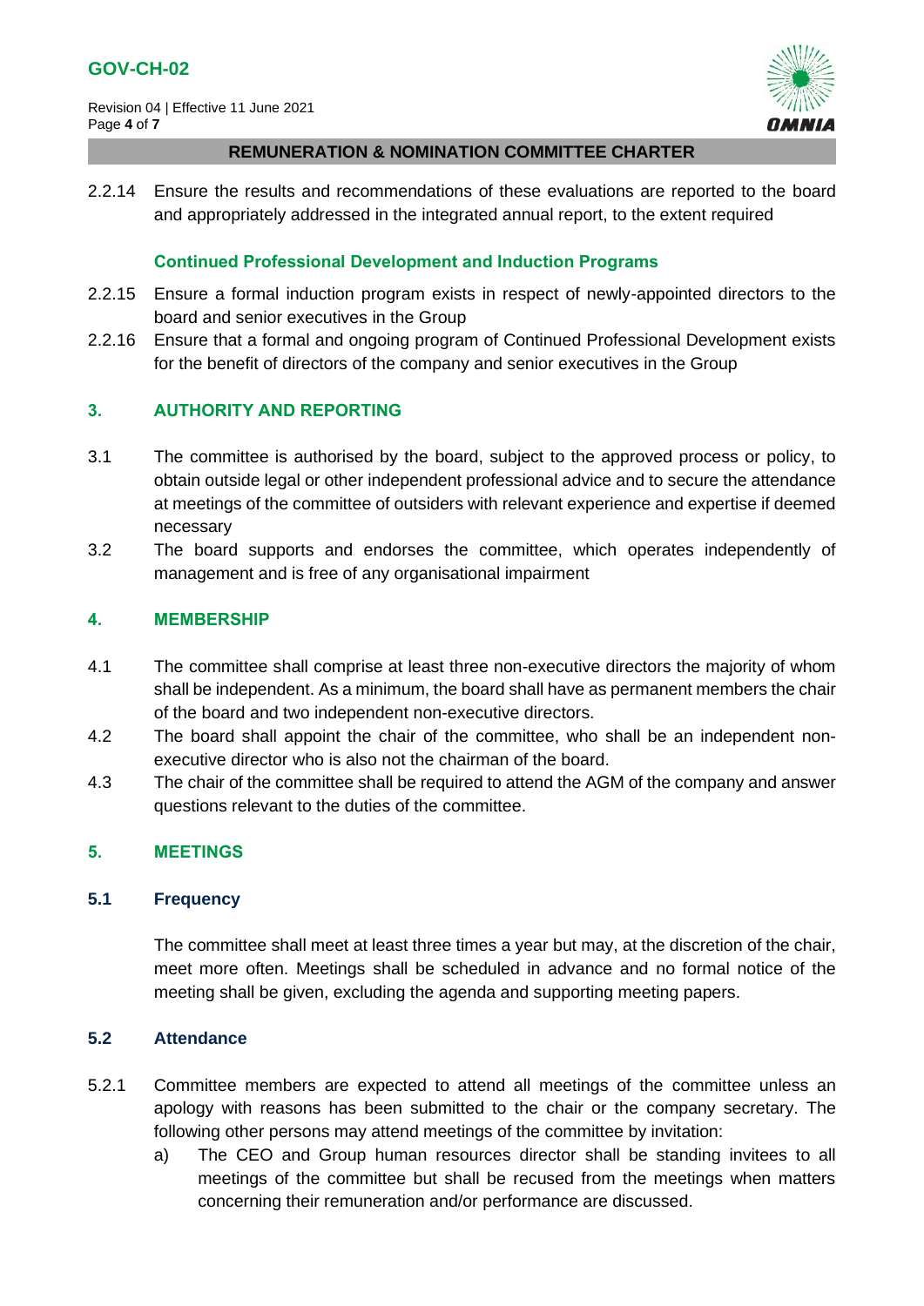2.2.14 Ensure the results and recommendations of these evaluations are reported to the board and appropriately addressed in the integrated annual report, to the extent required

**Continued Professional Development and Induction Programs**

2.2.15 Ensure a formal induction program exists in respect of newly-appointed directors to the board and senior executives in the Group

2.2.16 Ensure that a formal and ongoing program of Continued Professional Development exists for the benefit of directors of the company and senior executives in the Group

## 3. AUTHORITY AND REPORTING

3.1 The committee is authorised by the board, subject to the approved process or policy, to obtain outside legal or other independent professional advice and to secure the attendance at meetings of the committee of outsiders with relevant experience and expertise if deemed necessary

3.2 The board supports and endorses the committee, which operates independently of management and is free of any organisational impairment

## 4. MEMBERSHIP

4.1 The committee shall comprise at least three non-executive directors the majority of whom shall be independent. As a minimum, the board shall have as permanent members the chair of the board and two independent non-executive directors.

4.2 The board shall appoint the chair of the committee, who shall be an independent non-executive director who is also not the chairman of the board.

4.3 The chair of the committee shall be required to attend the AGM of the company and answer questions relevant to the duties of the committee.

## 5. MEETINGS

### 5.1 Frequency

The committee shall meet at least three times a year but may, at the discretion of the chair, meet more often. Meetings shall be scheduled in advance and no formal notice of the meeting shall be given, excluding the agenda and supporting meeting papers.

### 5.2 Attendance

5.2.1 Committee members are expected to attend all meetings of the committee unless an apology with reasons has been submitted to the chair or the company secretary. The following other persons may attend meetings of the committee by invitation:

a) The CEO and Group human resources director shall be standing invitees to all meetings of the committee but shall be recused from the meetings when matters concerning their remuneration and/or performance are discussed.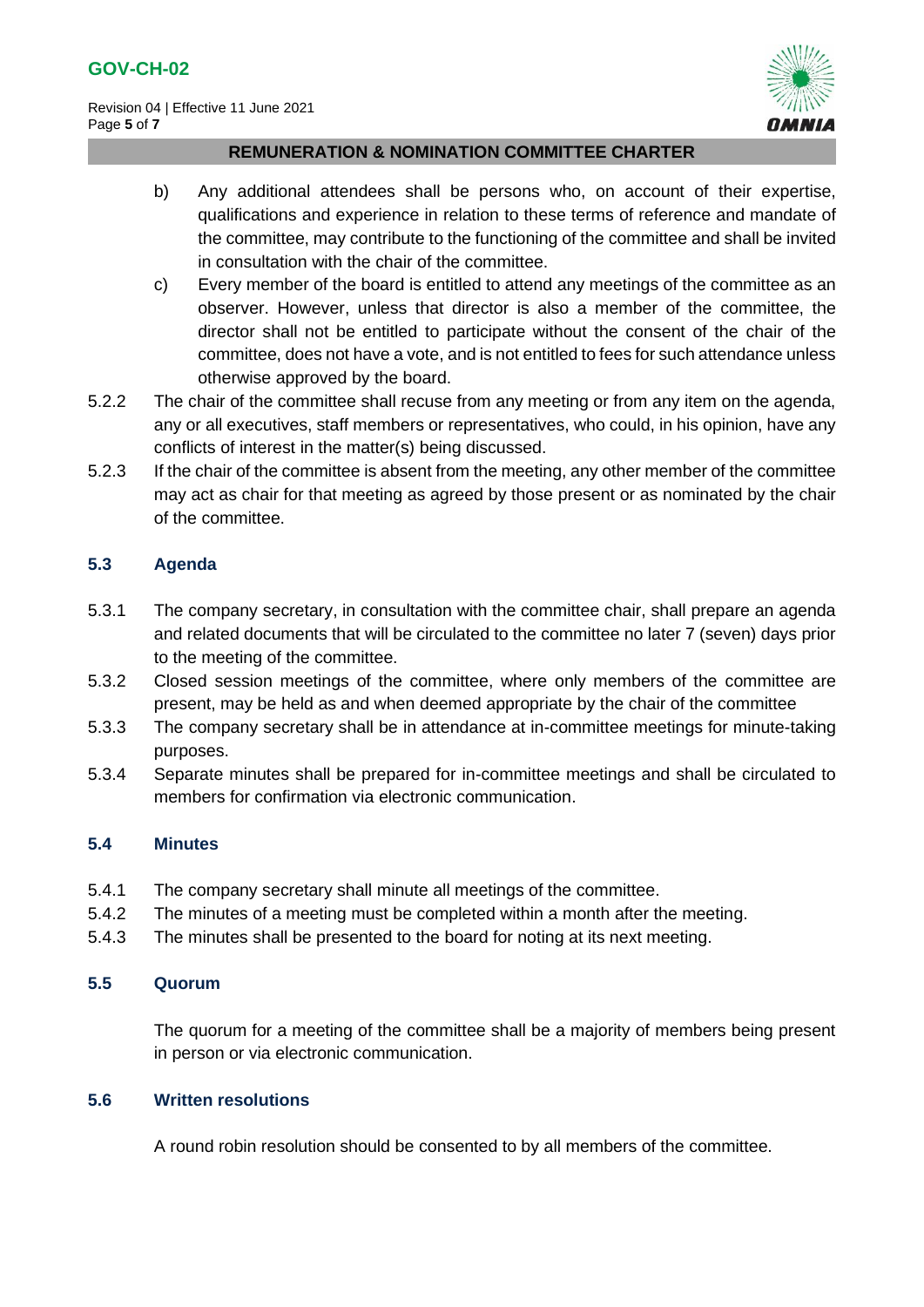b) Any additional attendees shall be persons who, on account of their expertise, qualifications and experience in relation to these terms of reference and mandate of the committee, may contribute to the functioning of the committee and shall be invited in consultation with the chair of the committee.

c) Every member of the board is entitled to attend any meetings of the committee as an observer. However, unless that director is also a member of the committee, the director shall not be entitled to participate without the consent of the chair of the committee, does not have a vote, and is not entitled to fees for such attendance unless otherwise approved by the board.

5.2.2 The chair of the committee shall recuse from any meeting or from any item on the agenda, any or all executives, staff members or representatives, who could, in his opinion, have any conflicts of interest in the matter(s) being discussed.

5.2.3 If the chair of the committee is absent from the meeting, any other member of the committee may act as chair for that meeting as agreed by those present or as nominated by the chair of the committee.

### 5.3 Agenda

5.3.1 The company secretary, in consultation with the committee chair, shall prepare an agenda and related documents that will be circulated to the committee no later 7 (seven) days prior to the meeting of the committee.

5.3.2 Closed session meetings of the committee, where only members of the committee are present, may be held as and when deemed appropriate by the chair of the committee

5.3.3 The company secretary shall be in attendance at in-committee meetings for minute-taking purposes.

5.3.4 Separate minutes shall be prepared for in-committee meetings and shall be circulated to members for confirmation via electronic communication.

### 5.4 Minutes

5.4.1 The company secretary shall minute all meetings of the committee.

5.4.2 The minutes of a meeting must be completed within a month after the meeting.

5.4.3 The minutes shall be presented to the board for noting at its next meeting.

### 5.5 Quorum

The quorum for a meeting of the committee shall be a majority of members being present in person or via electronic communication.

### 5.6 Written resolutions

A round robin resolution should be consented to by all members of the committee.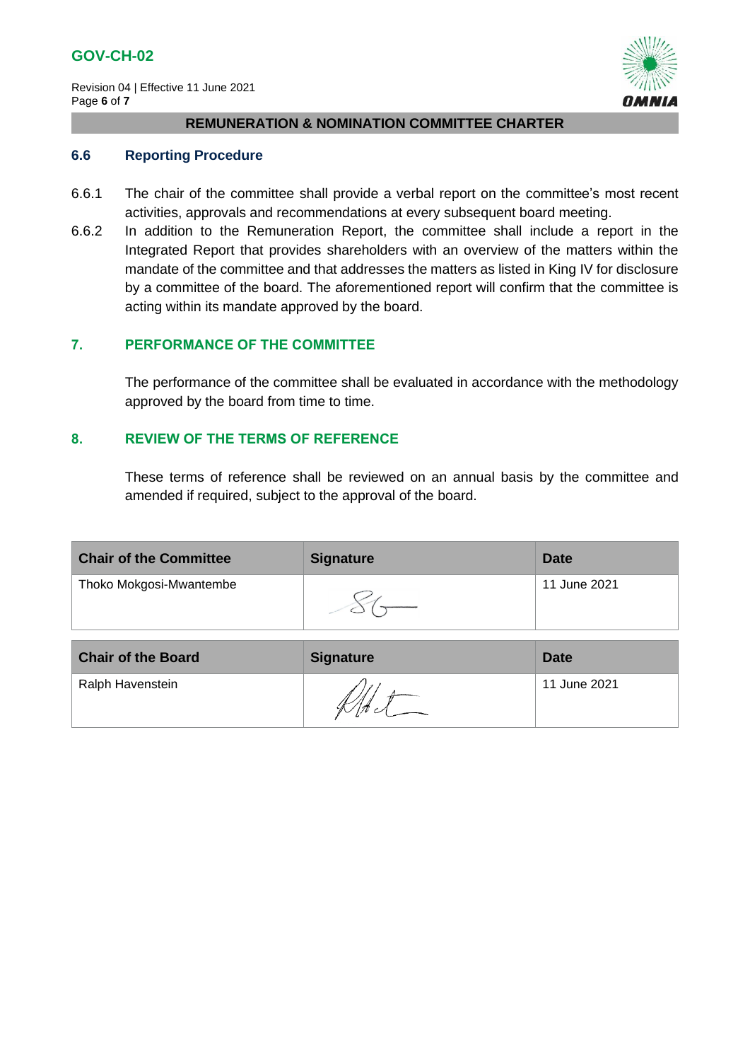### 6.6 Reporting Procedure

6.6.1 The chair of the committee shall provide a verbal report on the committee's most recent activities, approvals and recommendations at every subsequent board meeting.

6.6.2 In addition to the Remuneration Report, the committee shall include a report in the Integrated Report that provides shareholders with an overview of the matters within the mandate of the committee and that addresses the matters as listed in King IV for disclosure by a committee of the board. The aforementioned report will confirm that the committee is acting within its mandate approved by the board.

## 7. PERFORMANCE OF THE COMMITTEE

The performance of the committee shall be evaluated in accordance with the methodology approved by the board from time to time.

## 8. REVIEW OF THE TERMS OF REFERENCE

These terms of reference shall be reviewed on an annual basis by the committee and amended if required, subject to the approval of the board.

| Chair of the Committee | Signature | Date |
| --- | --- | --- |
| Thoko Mokgosi-Mwantembe | | 11 June 2021 |

| Chair of the Board | Signature | Date |
| --- | --- | --- |
| Ralph Havenstein | | 11 June 2021 |